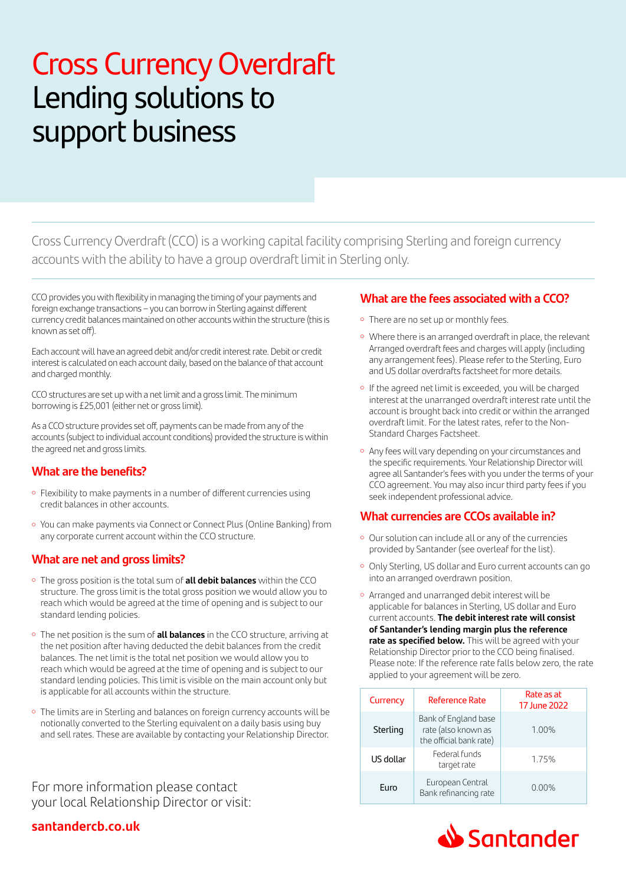# Cross Currency Overdraft Lending solutions to support business

Cross Currency Overdraft (CCO) is a working capital facility comprising Sterling and foreign currency accounts with the ability to have a group overdraft limit in Sterling only.

CCO provides you with flexibility in managing the timing of your payments and foreign exchange transactions – you can borrow in Sterling against different currency credit balances maintained on other accounts within the structure (this is known as set off).

Each account will have an agreed debit and/or credit interest rate. Debit or credit interest is calculated on each account daily, based on the balance of that account and charged monthly.

CCO structures are set up with a net limit and a gross limit. The minimum borrowing is £25,001 (either net or gross limit).

As a CCO structure provides set off, payments can be made from any of the accounts (subject to individual account conditions) provided the structure is within the agreed net and gross limits.

## What are the benefits?

- Flexibility to make payments in a number of different currencies using credit balances in other accounts.
- You can make payments via Connect or Connect Plus (Online Banking) from any corporate current account within the CCO structure.

## What are net and gross limits?

- The gross position is the total sum of **all debit balances** within the CCO structure. The gross limit is the total gross position we would allow you to reach which would be agreed at the time of opening and is subject to our standard lending policies.
- The net position is the sum of **all balances** in the CCO structure, arriving at the net position after having deducted the debit balances from the credit balances. The net limit is the total net position we would allow you to reach which would be agreed at the time of opening and is subject to our standard lending policies. This limit is visible on the main account only but is applicable for all accounts within the structure.
- The limits are in Sterling and balances on foreign currency accounts will be notionally converted to the Sterling equivalent on a daily basis using buy and sell rates. These are available by contacting your Relationship Director.

## What are the fees associated with a CCO?

- There are no set up or monthly fees.
- Where there is an arranged overdraft in place, the relevant Arranged overdraft fees and charges will apply (including any arrangement fees). Please refer to the Sterling, Euro and US dollar overdrafts factsheet for more details.
- If the agreed net limit is exceeded, you will be charged interest at the unarranged overdraft interest rate until the account is brought back into credit or within the arranged overdraft limit. For the latest rates, refer to the Non-Standard Charges Factsheet.
- Any fees will vary depending on your circumstances and the specific requirements. Your Relationship Director will agree all Santander's fees with you under the terms of your CCO agreement. You may also incur third party fees if you seek independent professional advice.

## What currencies are CCOs available in?

- Our solution can include all or any of the currencies provided by Santander (see overleaf for the list).
- Only Sterling, US dollar and Euro current accounts can go into an arranged overdrawn position.
- Arranged and unarranged debit interest will be applicable for balances in Sterling, US dollar and Euro current accounts. **The debit interest rate will consist of Santander's lending margin plus the reference rate as specified below.** This will be agreed with your Relationship Director prior to the CCO being finalised. Please note: If the reference rate falls below zero, the rate applied to your agreement will be zero.

| Currency | Reference Rate | Rate as at 17 June 2022 |
|---|---|---|
| Sterling | Bank of England base rate (also known as the official bank rate) | 1.00% |
| US dollar | Federal funds target rate | 1.75% |
| Euro | European Central Bank refinancing rate | 0.00% |

For more information please contact your local Relationship Director or visit:

**santandercb.co.uk**

Santander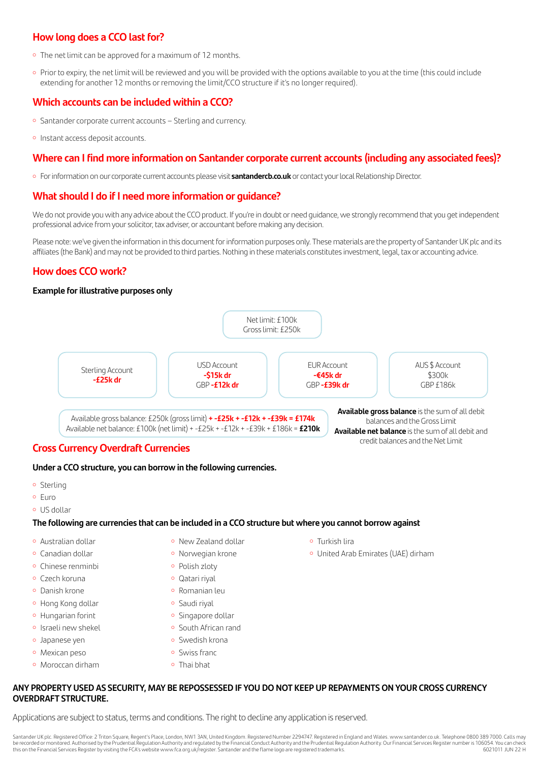## How long does a CCO last for?

- The net limit can be approved for a maximum of 12 months.
- Prior to expiry, the net limit will be reviewed and you will be provided with the options available to you at the time (this could include extending for another 12 months or removing the limit/CCO structure if it's no longer required).

## Which accounts can be included within a CCO?

- Santander corporate current accounts – Sterling and currency.
- Instant access deposit accounts.

## Where can I find more information on Santander corporate current accounts (including any associated fees)?

- For information on our corporate current accounts please visit **santandercb.co.uk** or contact your local Relationship Director.

## What should I do if I need more information or guidance?

We do not provide you with any advice about the CCO product. If you're in doubt or need guidance, we strongly recommend that you get independent professional advice from your solicitor, tax adviser, or accountant before making any decision.

Please note: we've given the information in this document for information purposes only. These materials are the property of Santander UK plc and its affiliates (the Bank) and may not be provided to third parties. Nothing in these materials constitutes investment, legal, tax or accounting advice.

## How does CCO work?

**Example for illustrative purposes only**

Net limit: £100k
Gross limit: £250k

| Sterling Account | USD Account | EUR Account | AUS $ Account |
|---|---|---|---|
| **-£25k dr** | **-$15k dr** GBP **-£12k dr** | **-€45k dr** GBP **-£39k dr** | $300k GBP £186k |

Available gross balance: £250k (gross limit) **+ -£25k + -£12k + -£39k = £174k**
Available net balance: £100k (net limit) + -£25k + -£12k + -£39k + £186k = **£210k**

**Available gross balance** is the sum of all debit balances and the Gross Limit
**Available net balance** is the sum of all debit and credit balances and the Net Limit

## Cross Currency Overdraft Currencies

**Under a CCO structure, you can borrow in the following currencies.**

- Sterling
- Euro
- US dollar

**The following are currencies that can be included in a CCO structure but where you cannot borrow against**

- Australian dollar
- Canadian dollar
- Chinese renminbi
- Czech koruna
- Danish krone
- Hong Kong dollar
- Hungarian forint
- Israeli new shekel
- Japanese yen
- Mexican peso
- Moroccan dirham
- New Zealand dollar
- Norwegian krone
- Polish zloty
- Qatari riyal
- Romanian leu
- Saudi riyal
- Singapore dollar
- South African rand
- Swedish krona
- Swiss franc
- Thai bhat
- Turkish lira
- United Arab Emirates (UAE) dirham

**ANY PROPERTY USED AS SECURITY, MAY BE REPOSSESSED IF YOU DO NOT KEEP UP REPAYMENTS ON YOUR CROSS CURRENCY OVERDRAFT STRUCTURE.**

Applications are subject to status, terms and conditions. The right to decline any application is reserved.

Santander UK plc. Registered Office: 2 Triton Square, Regent's Place, London, NW1 3AN, United Kingdom. Registered Number 2294747. Registered in England and Wales. www.santander.co.uk. Telephone 0800 389 7000. Calls may be recorded or monitored. Authorised by the Prudential Regulation Authority and regulated by the Financial Conduct Authority and the Prudential Regulation Authority. Our Financial Services Register number is 106054. You can check this on the Financial Services Register by visiting the FCA's website www.fca.org.uk/register. Santander and the flame logo are registered trademarks. 6021011 JUN 22 H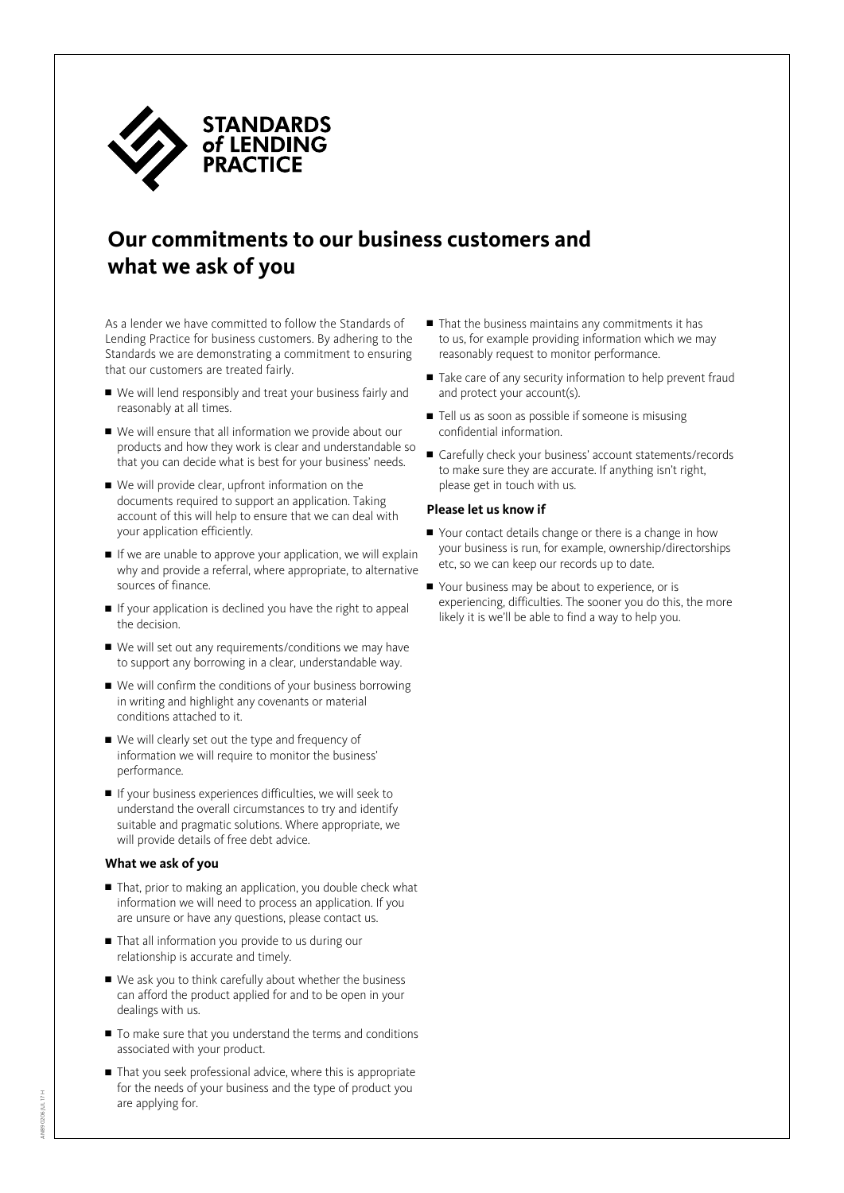**STANDARDS of LENDING PRACTICE**

# Our commitments to our business customers and what we ask of you

As a lender we have committed to follow the Standards of Lending Practice for business customers. By adhering to the Standards we are demonstrating a commitment to ensuring that our customers are treated fairly.

- We will lend responsibly and treat your business fairly and reasonably at all times.
- We will ensure that all information we provide about our products and how they work is clear and understandable so that you can decide what is best for your business' needs.
- We will provide clear, upfront information on the documents required to support an application. Taking account of this will help to ensure that we can deal with your application efficiently.
- If we are unable to approve your application, we will explain why and provide a referral, where appropriate, to alternative sources of finance.
- If your application is declined you have the right to appeal the decision.
- We will set out any requirements/conditions we may have to support any borrowing in a clear, understandable way.
- We will confirm the conditions of your business borrowing in writing and highlight any covenants or material conditions attached to it.
- We will clearly set out the type and frequency of information we will require to monitor the business' performance.
- If your business experiences difficulties, we will seek to understand the overall circumstances to try and identify suitable and pragmatic solutions. Where appropriate, we will provide details of free debt advice.

**What we ask of you**

- That, prior to making an application, you double check what information we will need to process an application. If you are unsure or have any questions, please contact us.
- That all information you provide to us during our relationship is accurate and timely.
- We ask you to think carefully about whether the business can afford the product applied for and to be open in your dealings with us.
- To make sure that you understand the terms and conditions associated with your product.
- That you seek professional advice, where this is appropriate for the needs of your business and the type of product you are applying for.
- That the business maintains any commitments it has to us, for example providing information which we may reasonably request to monitor performance.
- Take care of any security information to help prevent fraud and protect your account(s).
- Tell us as soon as possible if someone is misusing confidential information.
- Carefully check your business' account statements/records to make sure they are accurate. If anything isn't right, please get in touch with us.

**Please let us know if**

- Your contact details change or there is a change in how your business is run, for example, ownership/directorships etc, so we can keep our records up to date.
- Your business may be about to experience, or is experiencing, difficulties. The sooner you do this, the more likely it is we'll be able to find a way to help you.